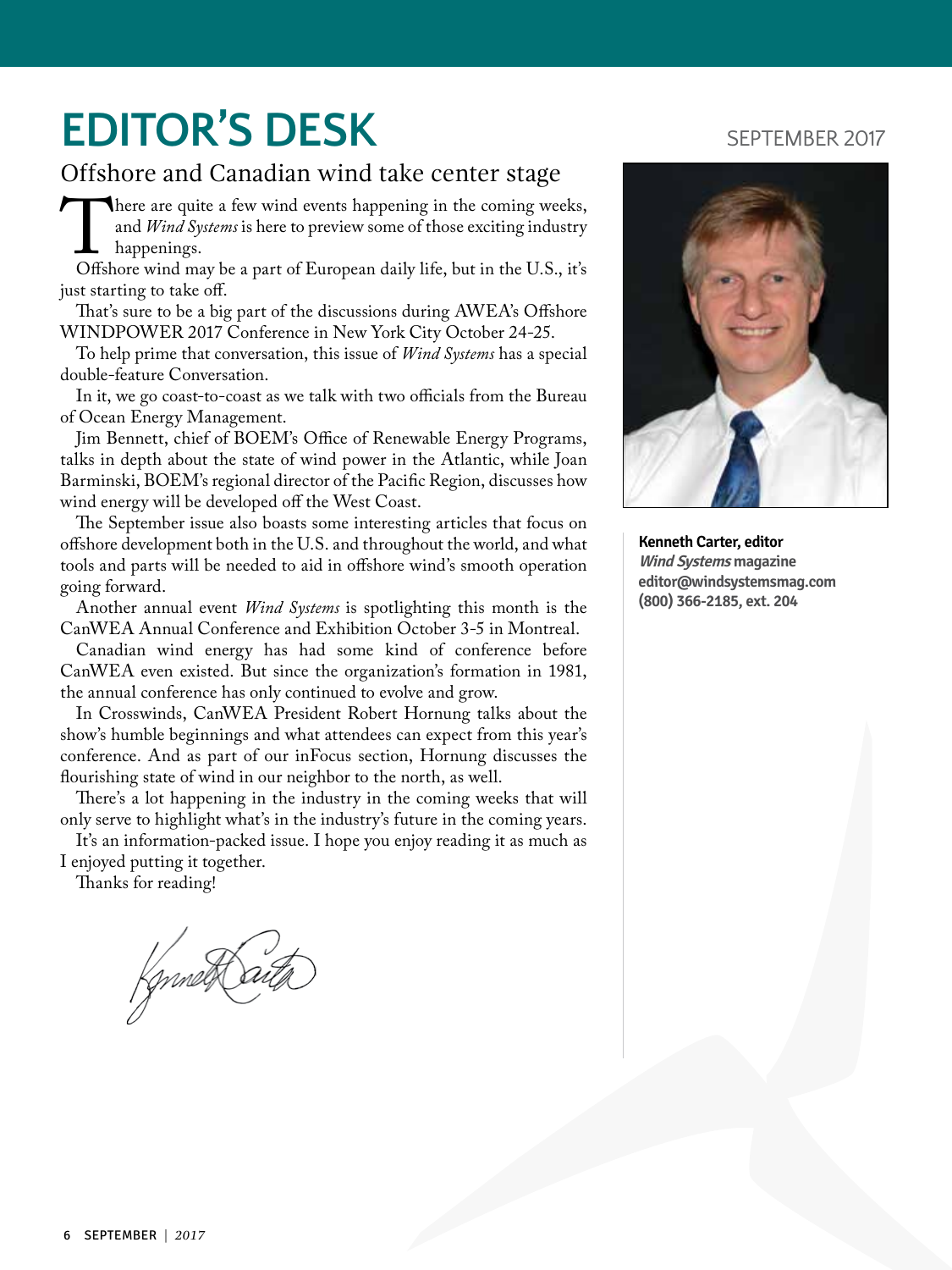# EDITOR'S DESK

SEPTEMBER 2017

## Offshore and Canadian wind take center stage

There are quite a few wind events happening in the coming weeks, and *Wind Systems* is here to preview some of those exciting industry happenings.

Offshore wind may be a part of European daily life, but in the U.S., it's just starting to take off.

That's sure to be a big part of the discussions during AWEA's Offshore WINDPOWER 2017 Conference in New York City October 24-25.

To help prime that conversation, this issue of *Wind Systems* has a special double-feature Conversation.

In it, we go coast-to-coast as we talk with two officials from the Bureau of Ocean Energy Management.

Jim Bennett, chief of BOEM's Office of Renewable Energy Programs, talks in depth about the state of wind power in the Atlantic, while Joan Barminski, BOEM's regional director of the Pacific Region, discusses how wind energy will be developed off the West Coast.

The September issue also boasts some interesting articles that focus on offshore development both in the U.S. and throughout the world, and what tools and parts will be needed to aid in offshore wind's smooth operation going forward.

Another annual event *Wind Systems* is spotlighting this month is the CanWEA Annual Conference and Exhibition October 3-5 in Montreal.

Canadian wind energy has had some kind of conference before CanWEA even existed. But since the organization's formation in 1981, the annual conference has only continued to evolve and grow.

In Crosswinds, CanWEA President Robert Hornung talks about the show's humble beginnings and what attendees can expect from this year's conference. And as part of our inFocus section, Hornung discusses the flourishing state of wind in our neighbor to the north, as well.

There's a lot happening in the industry in the coming weeks that will only serve to highlight what's in the industry's future in the coming years.

It's an information-packed issue. I hope you enjoy reading it as much as I enjoyed putting it together.

Thanks for reading!

**Kenneth Carter, editor**
***Wind Systems* magazine**
**editor@windsystemsmag.com**
**(800) 366-2185, ext. 204**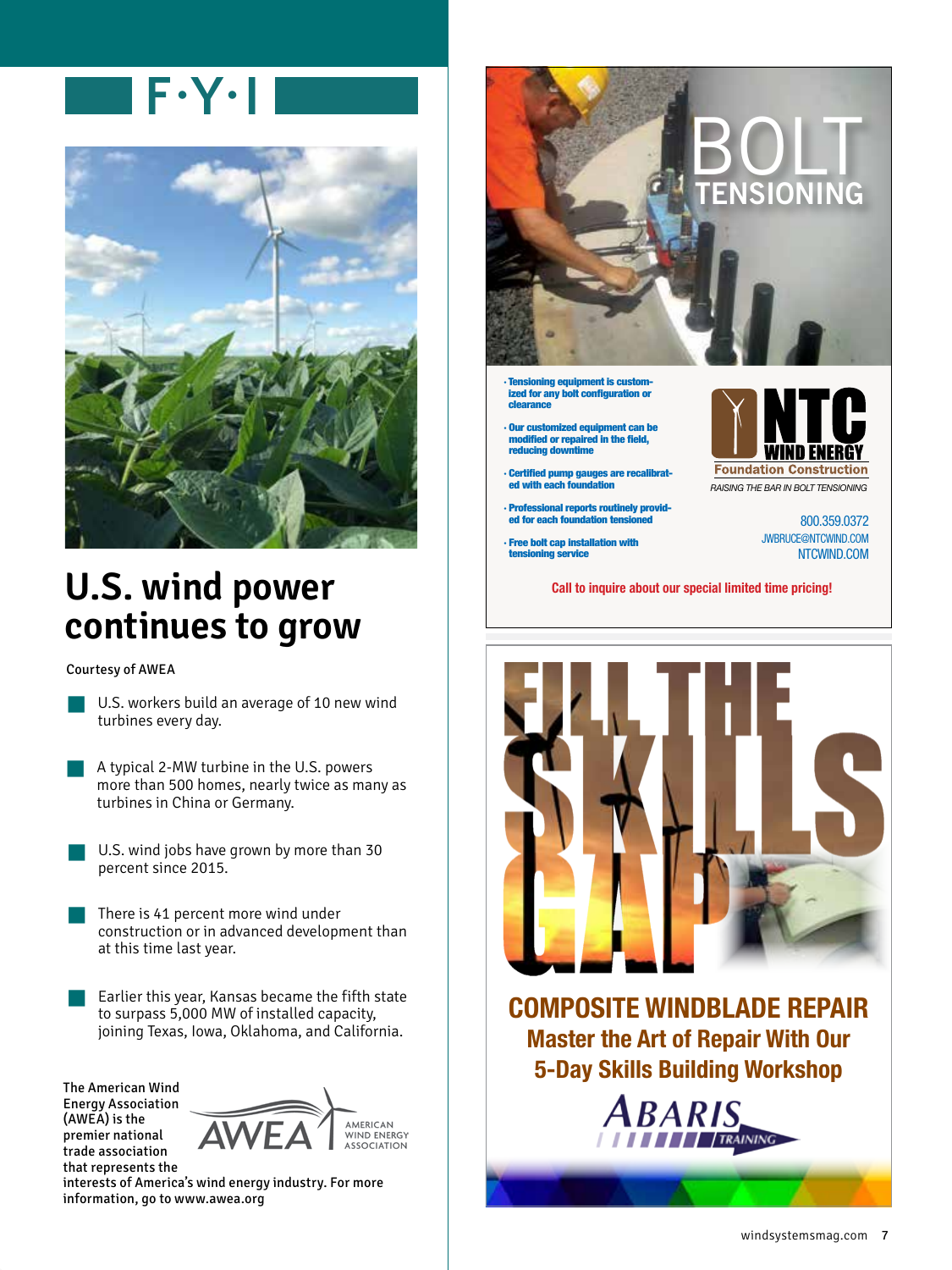# F·Y·I

## U.S. wind power continues to grow

Courtesy of AWEA

- U.S. workers build an average of 10 new wind turbines every day.
- A typical 2-MW turbine in the U.S. powers more than 500 homes, nearly twice as many as turbines in China or Germany.
- U.S. wind jobs have grown by more than 30 percent since 2015.
- There is 41 percent more wind under construction or in advanced development than at this time last year.
- Earlier this year, Kansas became the fifth state to surpass 5,000 MW of installed capacity, joining Texas, Iowa, Oklahoma, and California.

The American Wind Energy Association (AWEA) is the premier national trade association that represents the interests of America's wind energy industry. For more information, go to www.awea.org

AWEA AMERICAN WIND ENERGY ASSOCIATION

BOLT TENSIONING

- Tensioning equipment is customized for any bolt configuration or clearance
- Our customized equipment can be modified or repaired in the field, reducing downtime
- Certified pump gauges are recalibrated with each foundation
- Professional reports routinely provided for each foundation tensioned
- Free bolt cap installation with tensioning service

NTC WIND ENERGY
Foundation Construction
*RAISING THE BAR IN BOLT TENSIONING*

800.359.0372
JWBRUCE@NTCWIND.COM
NTCWIND.COM

Call to inquire about our special limited time pricing!

FILL THE SKILLS GAP

COMPOSITE WINDBLADE REPAIR
Master the Art of Repair With Our 5-Day Skills Building Workshop

ABARIS TRAINING